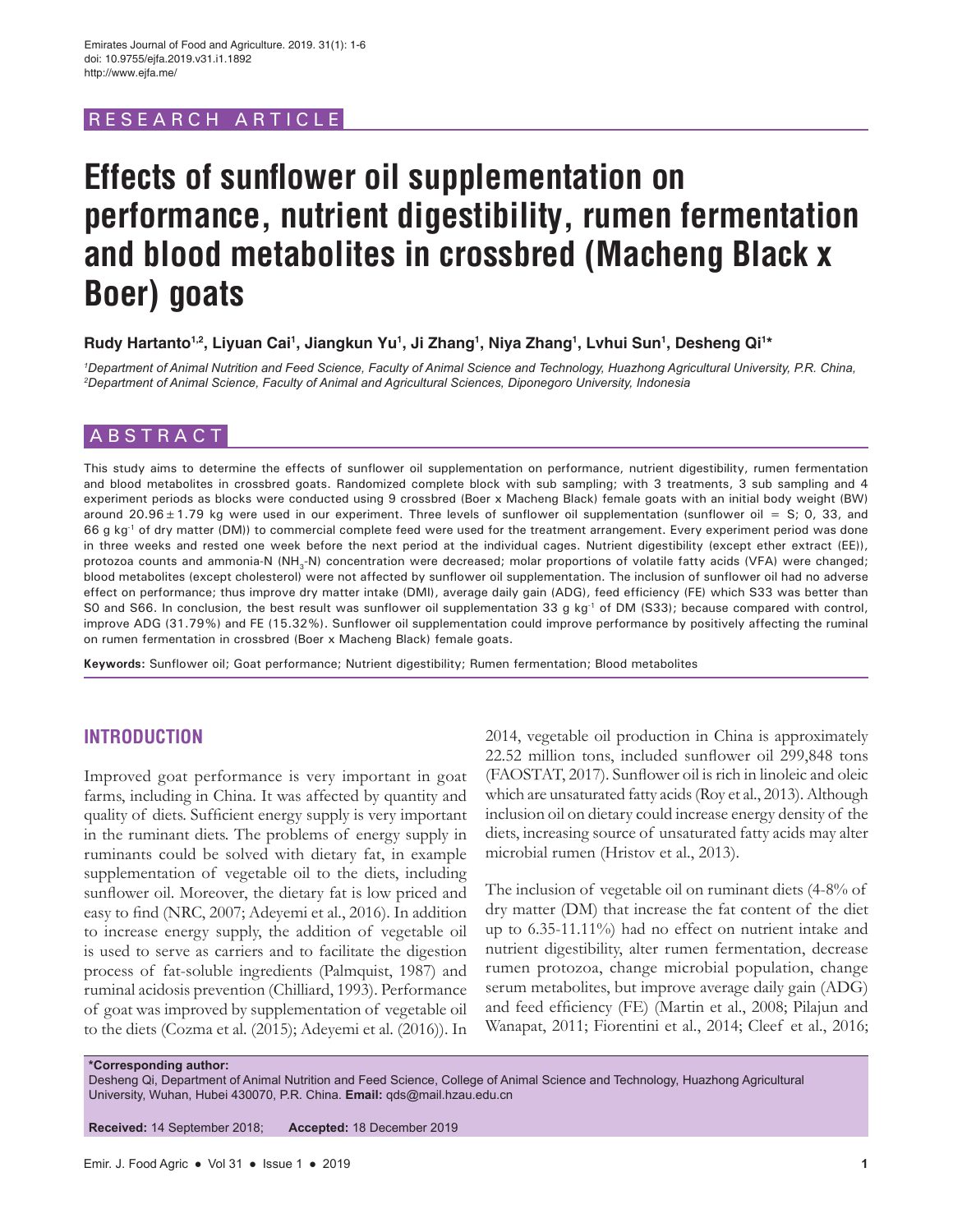RESEARCH ARTICLE

# Effects of sunflower oil supplementation on performance, nutrient digestibility, rumen fermentation and blood metabolites in crossbred (Macheng Black x Boer) goats

**Rudy Hartanto[1,2], Liyuan Cai[1], Jiangkun Yu[1], Ji Zhang[1], Niya Zhang[1], Lvhui Sun[1], Desheng Qi[1]***

*[1]Department of Animal Nutrition and Feed Science, Faculty of Animal Science and Technology, Huazhong Agricultural University, P.R. China,*
*[2]Department of Animal Science, Faculty of Animal and Agricultural Sciences, Diponegoro University, Indonesia*

## ABSTRACT

This study aims to determine the effects of sunflower oil supplementation on performance, nutrient digestibility, rumen fermentation and blood metabolites in crossbred goats. Randomized complete block with sub sampling; with 3 treatments, 3 sub sampling and 4 experiment periods as blocks were conducted using 9 crossbred (Boer x Macheng Black) female goats with an initial body weight (BW) around $20.96 \pm 1.79$ kg were used in our experiment. Three levels of sunflower oil supplementation (sunflower oil = S; 0, 33, and 66 g $kg^{-1}$ of dry matter (DM)) to commercial complete feed were used for the treatment arrangement. Every experiment period was done in three weeks and rested one week before the next period at the individual cages. Nutrient digestibility (except ether extract (EE)), protozoa counts and ammonia-N ($NH_3$-N) concentration were decreased; molar proportions of volatile fatty acids (VFA) were changed; blood metabolites (except cholesterol) were not affected by sunflower oil supplementation. The inclusion of sunflower oil had no adverse effect on performance; thus improve dry matter intake (DMI), average daily gain (ADG), feed efficiency (FE) which S33 was better than S0 and S66. In conclusion, the best result was sunflower oil supplementation 33 g $kg^{-1}$ of DM (S33); because compared with control, improve ADG (31.79%) and FE (15.32%). Sunflower oil supplementation could improve performance by positively affecting the ruminal on rumen fermentation in crossbred (Boer x Macheng Black) female goats.

**Keywords:** Sunflower oil; Goat performance; Nutrient digestibility; Rumen fermentation; Blood metabolites

## INTRODUCTION

Improved goat performance is very important in goat farms, including in China. It was affected by quantity and quality of diets. Sufficient energy supply is very important in the ruminant diets. The problems of energy supply in ruminants could be solved with dietary fat, in example supplementation of vegetable oil to the diets, including sunflower oil. Moreover, the dietary fat is low priced and easy to find (NRC, 2007; Adeyemi et al., 2016). In addition to increase energy supply, the addition of vegetable oil is used to serve as carriers and to facilitate the digestion process of fat-soluble ingredients (Palmquist, 1987) and ruminal acidosis prevention (Chilliard, 1993). Performance of goat was improved by supplementation of vegetable oil to the diets (Cozma et al. (2015); Adeyemi et al. (2016)). In 2014, vegetable oil production in China is approximately 22.52 million tons, included sunflower oil 299,848 tons (FAOSTAT, 2017). Sunflower oil is rich in linoleic and oleic which are unsaturated fatty acids (Roy et al., 2013). Although inclusion oil on dietary could increase energy density of the diets, increasing source of unsaturated fatty acids may alter microbial rumen (Hristov et al., 2013).

The inclusion of vegetable oil on ruminant diets (4-8% of dry matter (DM) that increase the fat content of the diet up to 6.35-11.11%) had no effect on nutrient intake and nutrient digestibility, alter rumen fermentation, decrease rumen protozoa, change microbial population, change serum metabolites, but improve average daily gain (ADG) and feed efficiency (FE) (Martin et al., 2008; Pilajun and Wanapat, 2011; Fiorentini et al., 2014; Cleef et al., 2016;

**\*Corresponding author:**
Desheng Qi, Department of Animal Nutrition and Feed Science, College of Animal Science and Technology, Huazhong Agricultural University, Wuhan, Hubei 430070, P.R. China. **Email:** qds@mail.hzau.edu.cn

**Received:** 14 September 2018; **Accepted:** 18 December 2019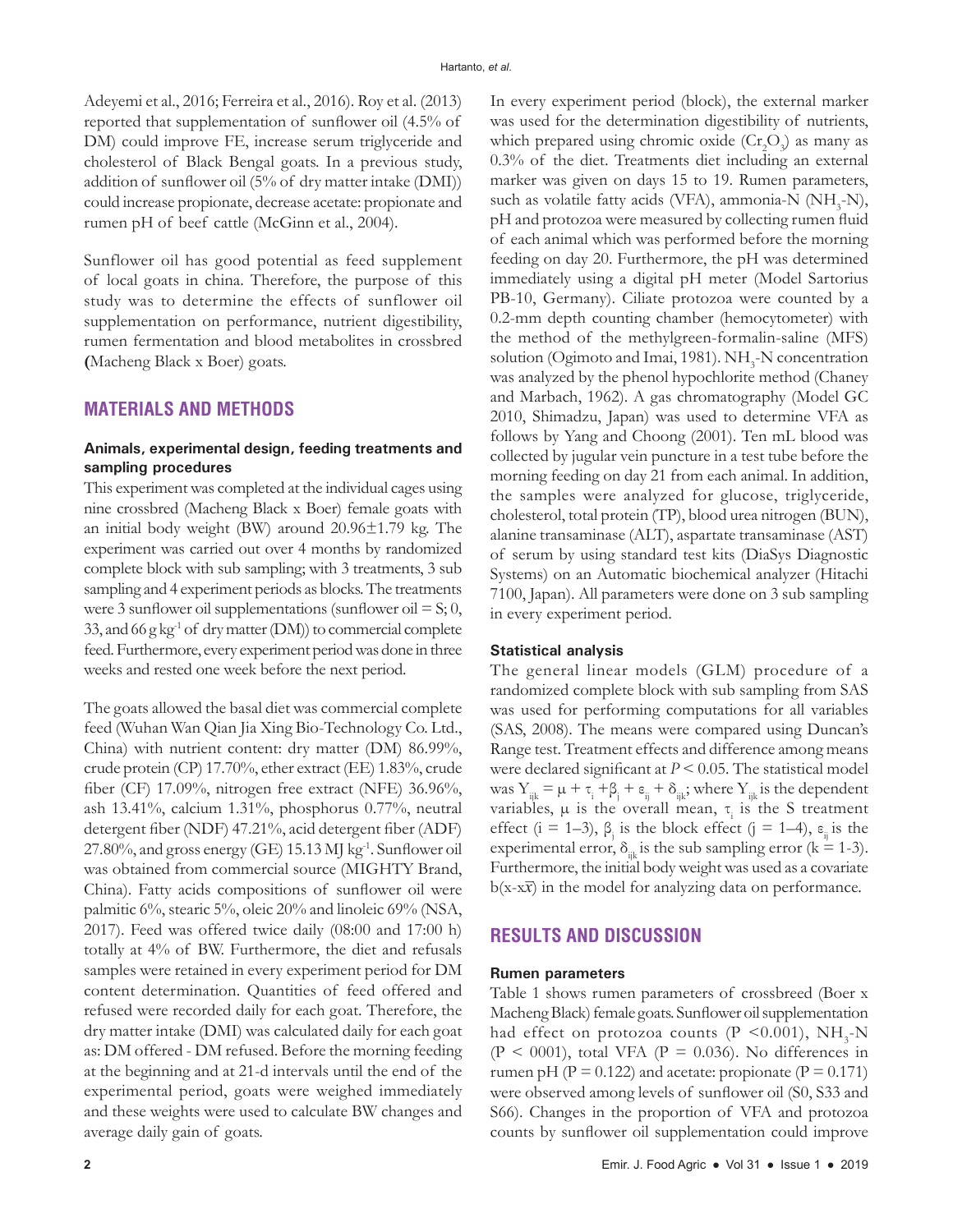Adeyemi et al., 2016; Ferreira et al., 2016). Roy et al. (2013) reported that supplementation of sunflower oil (4.5% of DM) could improve FE, increase serum triglyceride and cholesterol of Black Bengal goats. In a previous study, addition of sunflower oil (5% of dry matter intake (DMI)) could increase propionate, decrease acetate: propionate and rumen pH of beef cattle (McGinn et al., 2004).

Sunflower oil has good potential as feed supplement of local goats in china. Therefore, the purpose of this study was to determine the effects of sunflower oil supplementation on performance, nutrient digestibility, rumen fermentation and blood metabolites in crossbred (Macheng Black x Boer) goats.

## MATERIALS AND METHODS

### Animals, experimental design, feeding treatments and sampling procedures

This experiment was completed at the individual cages using nine crossbred (Macheng Black x Boer) female goats with an initial body weight (BW) around 20.96±1.79 kg. The experiment was carried out over 4 months by randomized complete block with sub sampling; with 3 treatments, 3 sub sampling and 4 experiment periods as blocks. The treatments were 3 sunflower oil supplementations (sunflower oil = S; 0, 33, and 66 g $kg^{-1}$ of dry matter (DM)) to commercial complete feed. Furthermore, every experiment period was done in three weeks and rested one week before the next period.

The goats allowed the basal diet was commercial complete feed (Wuhan Wan Qian Jia Xing Bio-Technology Co. Ltd., China) with nutrient content: dry matter (DM) 86.99%, crude protein (CP) 17.70%, ether extract (EE) 1.83%, crude fiber (CF) 17.09%, nitrogen free extract (NFE) 36.96%, ash 13.41%, calcium 1.31%, phosphorus 0.77%, neutral detergent fiber (NDF) 47.21%, acid detergent fiber (ADF) 27.80%, and gross energy (GE) 15.13 MJ $kg^{-1}$. Sunflower oil was obtained from commercial source (MIGHTY Brand, China). Fatty acids compositions of sunflower oil were palmitic 6%, stearic 5%, oleic 20% and linoleic 69% (NSA, 2017). Feed was offered twice daily (08:00 and 17:00 h) totally at 4% of BW. Furthermore, the diet and refusals samples were retained in every experiment period for DM content determination. Quantities of feed offered and refused were recorded daily for each goat. Therefore, the dry matter intake (DMI) was calculated daily for each goat as: DM offered - DM refused. Before the morning feeding at the beginning and at 21-d intervals until the end of the experimental period, goats were weighed immediately and these weights were used to calculate BW changes and average daily gain of goats.

In every experiment period (block), the external marker was used for the determination digestibility of nutrients, which prepared using chromic oxide ($Cr_2O_3$) as many as 0.3% of the diet. Treatments diet including an external marker was given on days 15 to 19. Rumen parameters, such as volatile fatty acids (VFA), ammonia-N ($NH_3$-N), pH and protozoa were measured by collecting rumen fluid of each animal which was performed before the morning feeding on day 20. Furthermore, the pH was determined immediately using a digital pH meter (Model Sartorius PB-10, Germany). Ciliate protozoa were counted by a 0.2-mm depth counting chamber (hemocytometer) with the method of the methylgreen-formalin-saline (MFS) solution (Ogimoto and Imai, 1981). $NH_3$-N concentration was analyzed by the phenol hypochlorite method (Chaney and Marbach, 1962). A gas chromatography (Model GC 2010, Shimadzu, Japan) was used to determine VFA as follows by Yang and Choong (2001). Ten mL blood was collected by jugular vein puncture in a test tube before the morning feeding on day 21 from each animal. In addition, the samples were analyzed for glucose, triglyceride, cholesterol, total protein (TP), blood urea nitrogen (BUN), alanine transaminase (ALT), aspartate transaminase (AST) of serum by using standard test kits (DiaSys Diagnostic Systems) on an Automatic biochemical analyzer (Hitachi 7100, Japan). All parameters were done on 3 sub sampling in every experiment period.

### Statistical analysis

The general linear models (GLM) procedure of a randomized complete block with sub sampling from SAS was used for performing computations for all variables (SAS, 2008). The means were compared using Duncan's Range test. Treatment effects and difference among means were declared significant at $P < 0.05$. The statistical model was $Y_{ijk} = \mu + \tau_i + \beta_j + \varepsilon_{ij} + \delta_{ijk}$; where $Y_{ijk}$ is the dependent variables, $\mu$ is the overall mean, $\tau_i$ is the S treatment effect ($i = 1$–$3$), $\beta_j$ is the block effect ($j = 1$–$4$), $\varepsilon_{ij}$ is the experimental error, $\delta_{ijk}$ is the sub sampling error ($k = 1$-$3$). Furthermore, the initial body weight was used as a covariate $b(x-\bar{x})$ in the model for analyzing data on performance.

## RESULTS AND DISCUSSION

### Rumen parameters

Table 1 shows rumen parameters of crossbreed (Boer x Macheng Black) female goats. Sunflower oil supplementation had effect on protozoa counts ($P < 0.001$), $NH_3$-N ($P < 0001$), total VFA ($P = 0.036$). No differences in rumen pH ($P = 0.122$) and acetate: propionate ($P = 0.171$) were observed among levels of sunflower oil (S0, S33 and S66). Changes in the proportion of VFA and protozoa counts by sunflower oil supplementation could improve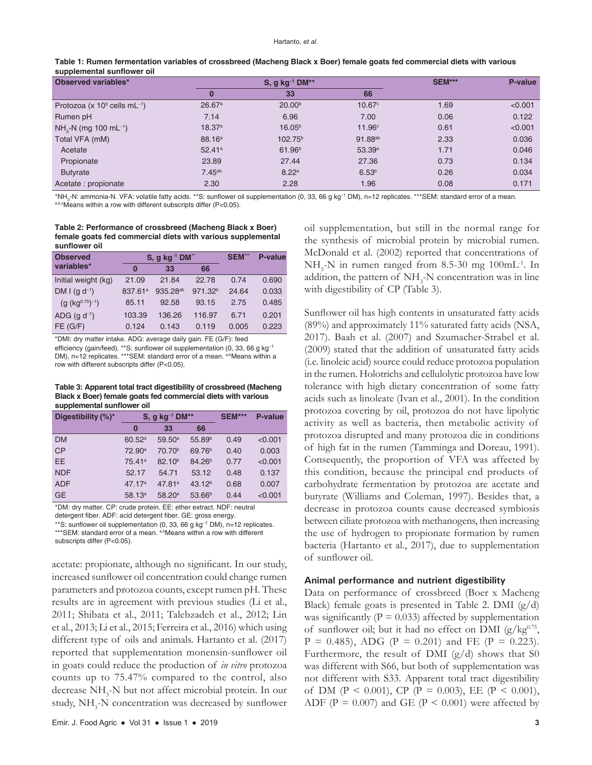**Table 1: Rumen fermentation variables of crossbreed (Macheng Black x Boer) female goats fed commercial diets with various supplemental sunflower oil**

| Observed variables* | S, g kg$^{-1}$ DM** | | | SEM*** | P-value |
|---|---|---|---|---|---|
| | 0 | 33 | 66 | | |
| Protozoa (x $10^5$ cells $mL^{-1}$) | 26.67$^a$ | 20.00$^b$ | 10.67$^c$ | 1.69 | <0.001 |
| Rumen pH | 7.14 | 6.96 | 7.00 | 0.06 | 0.122 |
| $NH_3$-N (mg 100 $mL^{-1}$) | 18.37$^a$ | 16.05$^b$ | 11.96$^c$ | 0.61 | <0.001 |
| Total VFA (mM) | 88.16$^a$ | 102.75$^b$ | 91.88$^{ab}$ | 2.33 | 0.036 |
| Acetate | 52.41$^a$ | 61.96$^b$ | 53.39$^a$ | 1.71 | 0.046 |
| Propionate | 23.89 | 27.44 | 27.36 | 0.73 | 0.134 |
| Butyrate | 7.45$^{ab}$ | 8.22$^a$ | 6.53$^b$ | 0.26 | 0.034 |
| Acetate : propionate | 2.30 | 2.28 | 1.96 | 0.08 | 0.171 |

*$NH_3$-N: ammonia-N. VFA: volatile fatty acids. **S: sunflower oil supplementation (0, 33, 66 g kg$^{-1}$ DM), n=12 replicates. ***SEM: standard error of a mean. a,b,cMeans within a row with different subscripts differ (P<0.05).

**Table 2: Performance of crossbreed (Macheng Black x Boer) female goats fed commercial diets with various supplemental sunflower oil**

| Observed variables* | S, g kg$^{-1}$ DM** | | | SEM*** | P-value |
|---|---|---|---|---|---|
| | 0 | 33 | 66 | | |
| Initial weight (kg) | 21.09 | 21.84 | 22.78 | 0.74 | 0.690 |
| DM I (g $d^{-1}$) | 837.61$^a$ | 935.28$^{ab}$ | 971.32$^b$ | 24.64 | 0.033 |
| (g $(kg^{0.75})^{-1}$) | 85.11 | 92.58 | 93.15 | 2.75 | 0.485 |
| ADG (g $d^{-1}$) | 103.39 | 136.26 | 116.97 | 6.71 | 0.201 |
| FE (G/F) | 0.124 | 0.143 | 0.119 | 0.005 | 0.223 |

*DMI: dry matter intake. ADG: average daily gain. FE (G/F): feed efficiency (gain/feed). **S: sunflower oil supplementation (0, 33, 66 g kg$^{-1}$ DM), n=12 replicates. ***SEM: standard error of a mean. a,bMeans within a row with different subscripts differ (P<0.05).

**Table 3: Apparent total tract digestibility of crossbreed (Macheng Black x Boer) female goats fed commercial diets with various supplemental sunflower oil**

| Digestibility (%)* | S, g kg$^{-1}$ DM** | | | SEM*** | P-value |
|---|---|---|---|---|---|
| | 0 | 33 | 66 | | |
| DM | 60.52$^a$ | 59.50$^a$ | 55.89$^b$ | 0.49 | <0.001 |
| CP | 72.90$^a$ | 70.70$^b$ | 69.76$^b$ | 0.40 | 0.003 |
| EE | 75.41$^a$ | 82.10$^b$ | 84.26$^b$ | 0.77 | <0.001 |
| NDF | 52.17 | 54.71 | 53.12 | 0.48 | 0.137 |
| ADF | 47.17$^a$ | 47.81$^a$ | 43.12$^b$ | 0.68 | 0.007 |
| GE | 58.13$^a$ | 58.20$^a$ | 53.66$^b$ | 0.44 | <0.001 |

*DM: dry matter. CP: crude protein. EE: ether extract. NDF: neutral detergent fiber. ADF: acid detergent fiber. GE: gross energy. **S: sunflower oil supplementation (0, 33, 66 g kg$^{-1}$ DM), n=12 replicates. ***SEM: standard error of a mean. a,bMeans within a row with different subscripts differ (P<0.05).

acetate: propionate, although no significant. In our study, increased sunflower oil concentration could change rumen parameters and protozoa counts, except rumen pH. These results are in agreement with previous studies (Li et al., 2011; Shibata et al., 2011; Talebzadeh et al., 2012; Lin et al., 2013; Li et al., 2015; Ferreira et al., 2016) which using different type of oils and animals. Hartanto et al. (2017) reported that supplementation monensin-sunflower oil in goats could reduce the production of *in vitro* protozoa counts up to 75.47% compared to the control, also decrease $NH_3$-N but not affect microbial protein. In our study, $NH_3$-N concentration was decreased by sunflower oil supplementation, but still in the normal range for the synthesis of microbial protein by microbial rumen. McDonald et al. (2002) reported that concentrations of $NH_3$-N in rumen ranged from 8.5-30 mg 100mL$^{-1}$. In addition, the pattern of $NH_3$-N concentration was in line with digestibility of CP (Table 3).

Sunflower oil has high contents in unsaturated fatty acids (89%) and approximately 11% saturated fatty acids (NSA, 2017). Baah et al. (2007) and Szumacher-Strabel et al. (2009) stated that the addition of unsaturated fatty acids (i.e. linoleic acid) source could reduce protozoa population in the rumen. Holotrichs and cellulolytic protozoa have low tolerance with high dietary concentration of some fatty acids such as linoleate (Ivan et al., 2001). In the condition protozoa covering by oil, protozoa do not have lipolytic activity as well as bacteria, then metabolic activity of protozoa disrupted and many protozoa die in conditions of high fat in the rumen (Tamminga and Doreau, 1991). Consequently, the proportion of VFA was affected by this condition, because the principal end products of carbohydrate fermentation by protozoa are acetate and butyrate (Williams and Coleman, 1997). Besides that, a decrease in protozoa counts cause decreased symbiosis between ciliate protozoa with methanogens, then increasing the use of hydrogen to propionate formation by rumen bacteria (Hartanto et al., 2017), due to supplementation of sunflower oil.

### Animal performance and nutrient digestibility

Data on performance of crossbreed (Boer x Macheng Black) female goats is presented in Table 2. DMI (g/d) was significantly (P = 0.033) affected by supplementation of sunflower oil; but it had no effect on DMI (g/kg$^{0.75}$, P = 0.485), ADG (P = 0.201) and FE (P = 0.223). Furthermore, the result of DMI (g/d) shows that S0 was different with S66, but both of supplementation was not different with S33. Apparent total tract digestibility of DM (P < 0.001), CP (P = 0.003), EE (P < 0.001), ADF (P = 0.007) and GE (P < 0.001) were affected by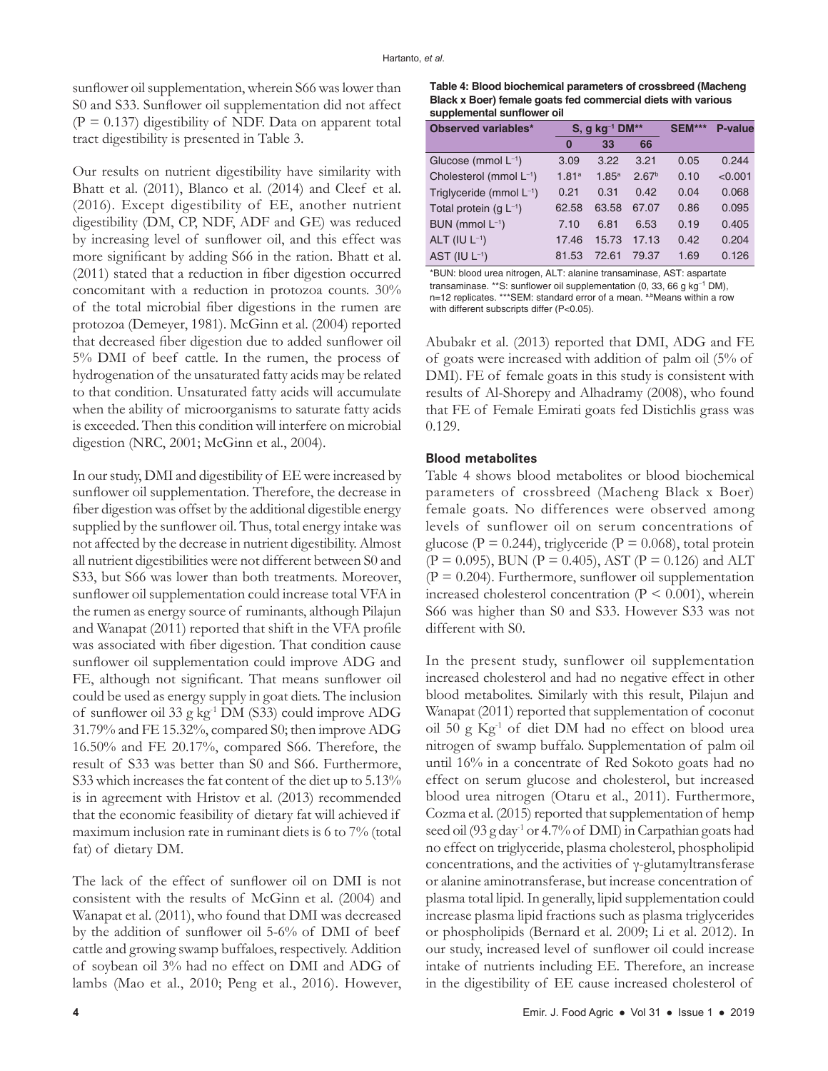sunflower oil supplementation, wherein S66 was lower than S0 and S33. Sunflower oil supplementation did not affect ($P = 0.137$) digestibility of NDF. Data on apparent total tract digestibility is presented in Table 3.

Our results on nutrient digestibility have similarity with Bhatt et al. (2011), Blanco et al. (2014) and Cleef et al. (2016). Except digestibility of EE, another nutrient digestibility (DM, CP, NDF, ADF and GE) was reduced by increasing level of sunflower oil, and this effect was more significant by adding S66 in the ration. Bhatt et al. (2011) stated that a reduction in fiber digestion occurred concomitant with a reduction in protozoa counts. 30% of the total microbial fiber digestions in the rumen are protozoa (Demeyer, 1981). McGinn et al. (2004) reported that decreased fiber digestion due to added sunflower oil 5% DMI of beef cattle. In the rumen, the process of hydrogenation of the unsaturated fatty acids may be related to that condition. Unsaturated fatty acids will accumulate when the ability of microorganisms to saturate fatty acids is exceeded. Then this condition will interfere on microbial digestion (NRC, 2001; McGinn et al., 2004).

In our study, DMI and digestibility of EE were increased by sunflower oil supplementation. Therefore, the decrease in fiber digestion was offset by the additional digestible energy supplied by the sunflower oil. Thus, total energy intake was not affected by the decrease in nutrient digestibility. Almost all nutrient digestibilities were not different between S0 and S33, but S66 was lower than both treatments. Moreover, sunflower oil supplementation could increase total VFA in the rumen as energy source of ruminants, although Pilajun and Wanapat (2011) reported that shift in the VFA profile was associated with fiber digestion. That condition cause sunflower oil supplementation could improve ADG and FE, although not significant. That means sunflower oil could be used as energy supply in goat diets. The inclusion of sunflower oil 33 g kg$^{-1}$ DM (S33) could improve ADG 31.79% and FE 15.32%, compared S0; then improve ADG 16.50% and FE 20.17%, compared S66. Therefore, the result of S33 was better than S0 and S66. Furthermore, S33 which increases the fat content of the diet up to 5.13% is in agreement with Hristov et al. (2013) recommended that the economic feasibility of dietary fat will achieved if maximum inclusion rate in ruminant diets is 6 to 7% (total fat) of dietary DM.

The lack of the effect of sunflower oil on DMI is not consistent with the results of McGinn et al. (2004) and Wanapat et al. (2011), who found that DMI was decreased by the addition of sunflower oil 5-6% of DMI of beef cattle and growing swamp buffaloes, respectively. Addition of soybean oil 3% had no effect on DMI and ADG of lambs (Mao et al., 2010; Peng et al., 2016). However, Abubakr et al. (2013) reported that DMI, ADG and FE of goats were increased with addition of palm oil (5% of DMI). FE of female goats in this study is consistent with results of Al-Shorepy and Alhadramy (2008), who found that FE of Female Emirati goats fed Distichlis grass was 0.129.

**Table 4: Blood biochemical parameters of crossbreed (Macheng Black x Boer) female goats fed commercial diets with various supplemental sunflower oil**

| Observed variables* | S, g kg$^{-1}$ DM** | | | SEM*** | P-value |
|---|---|---|---|---|---|
| | 0 | 33 | 66 | | |
| Glucose (mmol L$^{-1}$) | 3.09 | 3.22 | 3.21 | 0.05 | 0.244 |
| Cholesterol (mmol L$^{-1}$) | 1.81$^{a}$ | 1.85$^{a}$ | 2.67$^{b}$ | 0.10 | <0.001 |
| Triglyceride (mmol L$^{-1}$) | 0.21 | 0.31 | 0.42 | 0.04 | 0.068 |
| Total protein (g L$^{-1}$) | 62.58 | 63.58 | 67.07 | 0.86 | 0.095 |
| BUN (mmol L$^{-1}$) | 7.10 | 6.81 | 6.53 | 0.19 | 0.405 |
| ALT (IU L$^{-1}$) | 17.46 | 15.73 | 17.13 | 0.42 | 0.204 |
| AST (IU L$^{-1}$) | 81.53 | 72.61 | 79.37 | 1.69 | 0.126 |

*BUN: blood urea nitrogen, ALT: alanine transaminase, AST: aspartate transaminase. **S: sunflower oil supplementation (0, 33, 66 g kg$^{-1}$ DM), n=12 replicates. ***SEM: standard error of a mean. $^{a,b}$Means within a row with different subscripts differ ($P<0.05$).

### Blood metabolites

Table 4 shows blood metabolites or blood biochemical parameters of crossbreed (Macheng Black x Boer) female goats. No differences were observed among levels of sunflower oil on serum concentrations of glucose ($P = 0.244$), triglyceride ($P = 0.068$), total protein ($P = 0.095$), BUN ($P = 0.405$), AST ($P = 0.126$) and ALT ($P = 0.204$). Furthermore, sunflower oil supplementation increased cholesterol concentration ($P < 0.001$), wherein S66 was higher than S0 and S33. However S33 was not different with S0.

In the present study, sunflower oil supplementation increased cholesterol and had no negative effect in other blood metabolites. Similarly with this result, Pilajun and Wanapat (2011) reported that supplementation of coconut oil 50 g Kg$^{-1}$ of diet DM had no effect on blood urea nitrogen of swamp buffalo. Supplementation of palm oil until 16% in a concentrate of Red Sokoto goats had no effect on serum glucose and cholesterol, but increased blood urea nitrogen (Otaru et al., 2011). Furthermore, Cozma et al. (2015) reported that supplementation of hemp seed oil (93 g day$^{-1}$ or 4.7% of DMI) in Carpathian goats had no effect on triglyceride, plasma cholesterol, phospholipid concentrations, and the activities of γ-glutamyltransferase or alanine aminotransferase, but increase concentration of plasma total lipid. In generally, lipid supplementation could increase plasma lipid fractions such as plasma triglycerides or phospholipids (Bernard et al. 2009; Li et al. 2012). In our study, increased level of sunflower oil could increase intake of nutrients including EE. Therefore, an increase in the digestibility of EE cause increased cholesterol of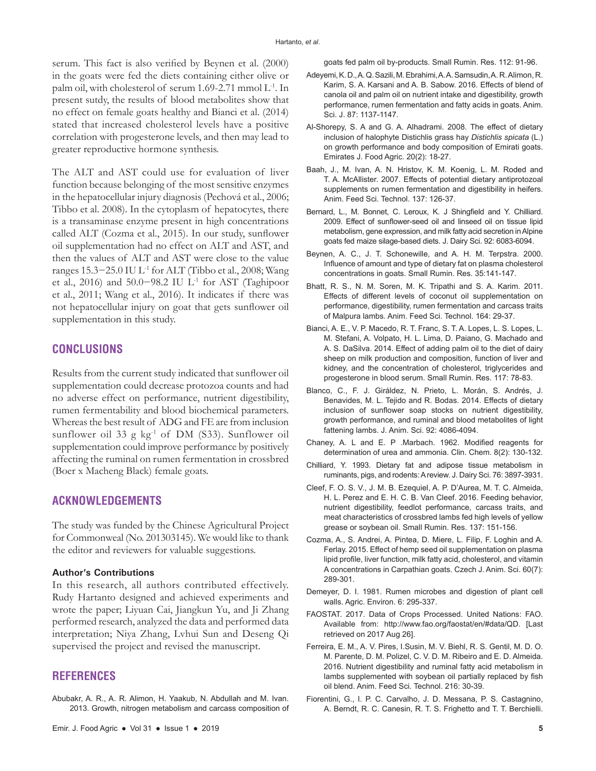serum. This fact is also verified by Beynen et al. (2000) in the goats were fed the diets containing either olive or palm oil, with cholesterol of serum 1.69-2.71 mmol $L^{-1}$. In present sutdy, the results of blood metabolites show that no effect on female goats healthy and Bianci et al. (2014) stated that increased cholesterol levels have a positive correlation with progesterone levels, and then may lead to greater reproductive hormone synthesis.

The ALT and AST could use for evaluation of liver function because belonging of the most sensitive enzymes in the hepatocellular injury diagnosis (Pechová et al., 2006; Tibbo et al. 2008). In the cytoplasm of hepatocytes, there is a transaminase enzyme present in high concentrations called ALT (Cozma et al., 2015). In our study, sunflower oil supplementation had no effect on ALT and AST, and then the values of ALT and AST were close to the value ranges 15.3−25.0 IU $L^{-1}$ for ALT (Tibbo et al., 2008; Wang et al., 2016) and 50.0−98.2 IU $L^{-1}$ for AST (Taghipoor et al., 2011; Wang et al., 2016). It indicates if there was not hepatocellular injury on goat that gets sunflower oil supplementation in this study.

## CONCLUSIONS

Results from the current study indicated that sunflower oil supplementation could decrease protozoa counts and had no adverse effect on performance, nutrient digestibility, rumen fermentability and blood biochemical parameters. Whereas the best result of ADG and FE are from inclusion sunflower oil 33 g $kg^{-1}$ of DM (S33). Sunflower oil supplementation could improve performance by positively affecting the ruminal on rumen fermentation in crossbred (Boer x Macheng Black) female goats.

## ACKNOWLEDGEMENTS

The study was funded by the Chinese Agricultural Project for Commonweal (No. 201303145). We would like to thank the editor and reviewers for valuable suggestions.

### Author's Contributions

In this research, all authors contributed effectively. Rudy Hartanto designed and achieved experiments and wrote the paper; Liyuan Cai, Jiangkun Yu, and Ji Zhang performed research, analyzed the data and performed data interpretation; Niya Zhang, Lvhui Sun and Deseng Qi supervised the project and revised the manuscript.

## REFERENCES

Abubakr, A. R., A. R. Alimon, H. Yaakub, N. Abdullah and M. Ivan. 2013. Growth, nitrogen metabolism and carcass composition of goats fed palm oil by-products. Small Rumin. Res. 112: 91-96.

Adeyemi, K. D., A. Q. Sazili, M. Ebrahimi, A. A. Samsudin, A. R. Alimon, R. Karim, S. A. Karsani and A. B. Sabow. 2016. Effects of blend of canola oil and palm oil on nutrient intake and digestibility, growth performance, rumen fermentation and fatty acids in goats. Anim. Sci. J. 87: 1137-1147.

Al-Shorepy, S. A and G. A. Alhadrami. 2008. The effect of dietary inclusion of halophyte Distichlis grass hay *Distichlis spicata* (L.) on growth performance and body composition of Emirati goats. Emirates J. Food Agric. 20(2): 18-27.

Baah, J., M. Ivan, A. N. Hristov, K. M. Koenig, L. M. Roded and T. A. McAllister. 2007. Effects of potential dietary antiprotozoal supplements on rumen fermentation and digestibility in heifers. Anim. Feed Sci. Technol. 137: 126-37.

Bernard, L., M. Bonnet, C. Leroux, K. J Shingfield and Y. Chilliard. 2009. Effect of sunflower-seed oil and linseed oil on tissue lipid metabolism, gene expression, and milk fatty acid secretion in Alpine goats fed maize silage-based diets. J. Dairy Sci. 92: 6083-6094.

Beynen, A. C., J. T. Schonewille, and A. H. M. Terpstra. 2000. Influence of amount and type of dietary fat on plasma cholesterol concentrations in goats. Small Rumin. Res. 35:141-147.

Bhatt, R. S., N. M. Soren, M. K. Tripathi and S. A. Karim. 2011. Effects of different levels of coconut oil supplementation on performance, digestibility, rumen fermentation and carcass traits of Malpura lambs. Anim. Feed Sci. Technol. 164: 29-37.

Bianci, A. E., V. P. Macedo, R. T. Franc, S. T. A. Lopes, L. S. Lopes, L. M. Stefani, A. Volpato, H. L. Lima, D. Paiano, G. Machado and A. S. DaSilva. 2014. Effect of adding palm oil to the diet of dairy sheep on milk production and composition, function of liver and kidney, and the concentration of cholesterol, triglycerides and progesterone in blood serum. Small Rumin. Res. 117: 78-83.

Blanco, C., F. J. Giráldez, N. Prieto, L. Morán, S. Andrés, J. Benavides, M. L. Tejido and R. Bodas. 2014. Effects of dietary inclusion of sunflower soap stocks on nutrient digestibility, growth performance, and ruminal and blood metabolites of light fattening lambs. J. Anim. Sci. 92: 4086-4094.

Chaney, A. L and E. P .Marbach. 1962. Modified reagents for determination of urea and ammonia. Clin. Chem. 8(2): 130-132.

Chilliard, Y. 1993. Dietary fat and adipose tissue metabolism in ruminants, pigs, and rodents: A review. J. Dairy Sci. 76: 3897-3931.

Cleef, F. O. S. V., J. M. B. Ezequiel, A. P. D'Aurea, M. T. C. Almeida, H. L. Perez and E. H. C. B. Van Cleef. 2016. Feeding behavior, nutrient digestibility, feedlot performance, carcass traits, and meat characteristics of crossbred lambs fed high levels of yellow grease or soybean oil. Small Rumin. Res. 137: 151-156.

Cozma, A., S. Andrei, A. Pintea, D. Miere, L. Filip, F. Loghin and A. Ferlay. 2015. Effect of hemp seed oil supplementation on plasma lipid profile, liver function, milk fatty acid, cholesterol, and vitamin A concentrations in Carpathian goats. Czech J. Anim. Sci. 60(7): 289-301.

Demeyer, D. I. 1981. Rumen microbes and digestion of plant cell walls. Agric. Environ. 6: 295-337.

FAOSTAT. 2017. Data of Crops Processed. United Nations: FAO. Available from: http://www.fao.org/faostat/en/#data/QD. [Last retrieved on 2017 Aug 26].

Ferreira, E. M., A. V. Pires, I.Susin, M. V. Biehl, R. S. Gentil, M. D. O. M. Parente, D. M. Polizel, C. V. D. M. Ribeiro and E. D. Almeida. 2016. Nutrient digestibility and ruminal fatty acid metabolism in lambs supplemented with soybean oil partially replaced by fish oil blend. Anim. Feed Sci. Technol. 216: 30-39.

Fiorentini, G., I. P. C. Carvalho, J. D. Messana, P. S. Castagnino, A. Berndt, R. C. Canesin, R. T. S. Frighetto and T. T. Berchielli.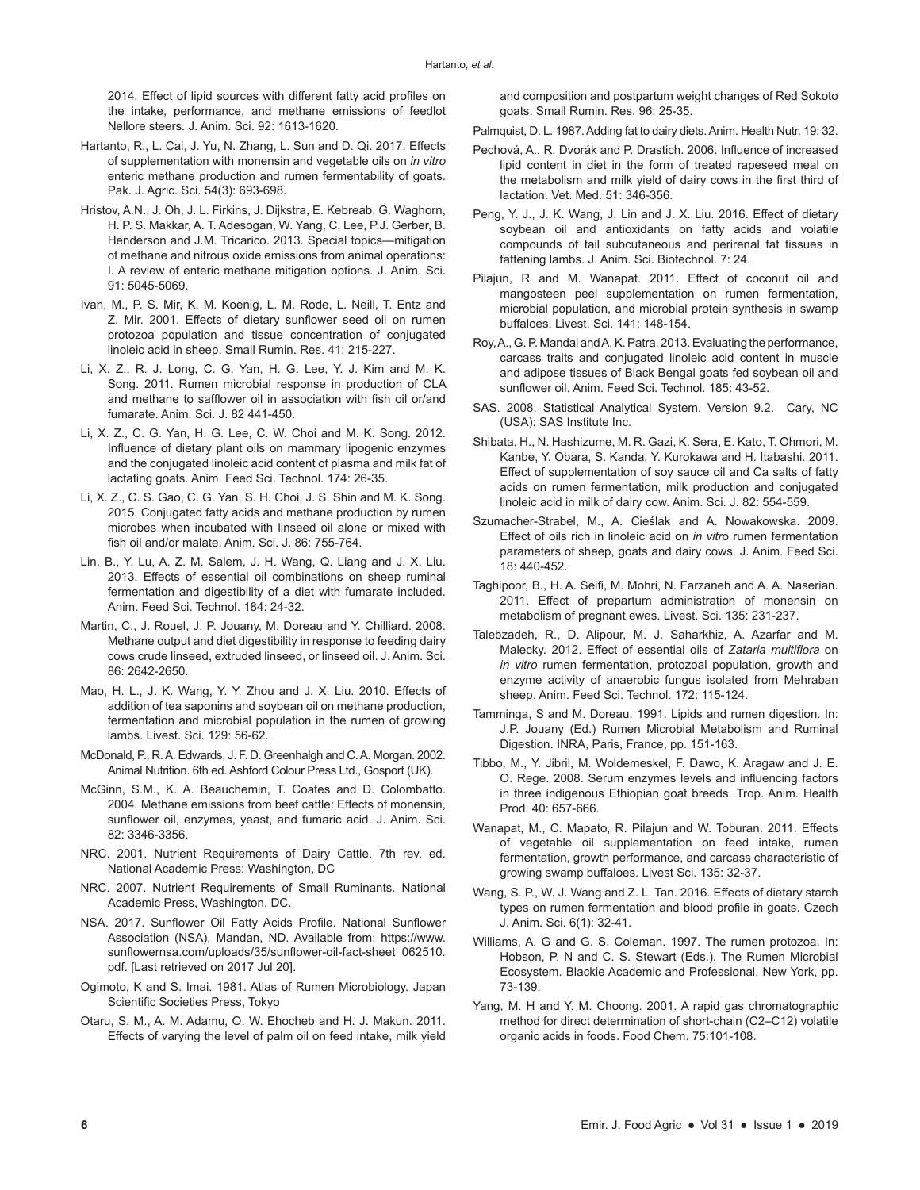2014. Effect of lipid sources with different fatty acid profiles on the intake, performance, and methane emissions of feedlot Nellore steers. J. Anim. Sci. 92: 1613-1620.

Hartanto, R., L. Cai, J. Yu, N. Zhang, L. Sun and D. Qi. 2017. Effects of supplementation with monensin and vegetable oils on *in vitro* enteric methane production and rumen fermentability of goats. Pak. J. Agric. Sci. 54(3): 693-698.

Hristov, A.N., J. Oh, J. L. Firkins, J. Dijkstra, E. Kebreab, G. Waghorn, H. P. S. Makkar, A. T. Adesogan, W. Yang, C. Lee, P.J. Gerber, B. Henderson and J.M. Tricarico. 2013. Special topics—mitigation of methane and nitrous oxide emissions from animal operations: I. A review of enteric methane mitigation options. J. Anim. Sci. 91: 5045-5069.

Ivan, M., P. S. Mir, K. M. Koenig, L. M. Rode, L. Neill, T. Entz and Z. Mir. 2001. Effects of dietary sunflower seed oil on rumen protozoa population and tissue concentration of conjugated linoleic acid in sheep. Small Rumin. Res. 41: 215-227.

Li, X. Z., R. J. Long, C. G. Yan, H. G. Lee, Y. J. Kim and M. K. Song. 2011. Rumen microbial response in production of CLA and methane to safflower oil in association with fish oil or/and fumarate. Anim. Sci. J. 82 441-450.

Li, X. Z., C. G. Yan, H. G. Lee, C. W. Choi and M. K. Song. 2012. Influence of dietary plant oils on mammary lipogenic enzymes and the conjugated linoleic acid content of plasma and milk fat of lactating goats. Anim. Feed Sci. Technol. 174: 26-35.

Li, X. Z., C. S. Gao, C. G. Yan, S. H. Choi, J. S. Shin and M. K. Song. 2015. Conjugated fatty acids and methane production by rumen microbes when incubated with linseed oil alone or mixed with fish oil and/or malate. Anim. Sci. J. 86: 755-764.

Lin, B., Y. Lu, A. Z. M. Salem, J. H. Wang, Q. Liang and J. X. Liu. 2013. Effects of essential oil combinations on sheep ruminal fermentation and digestibility of a diet with fumarate included. Anim. Feed Sci. Technol. 184: 24-32.

Martin, C., J. Rouel, J. P. Jouany, M. Doreau and Y. Chilliard. 2008. Methane output and diet digestibility in response to feeding dairy cows crude linseed, extruded linseed, or linseed oil. J. Anim. Sci. 86: 2642-2650.

Mao, H. L., J. K. Wang, Y. Y. Zhou and J. X. Liu. 2010. Effects of addition of tea saponins and soybean oil on methane production, fermentation and microbial population in the rumen of growing lambs. Livest. Sci. 129: 56-62.

McDonald, P., R. A. Edwards, J. F. D. Greenhalgh and C. A. Morgan. 2002. Animal Nutrition. 6th ed. Ashford Colour Press Ltd., Gosport (UK).

McGinn, S.M., K. A. Beauchemin, T. Coates and D. Colombatto. 2004. Methane emissions from beef cattle: Effects of monensin, sunflower oil, enzymes, yeast, and fumaric acid. J. Anim. Sci. 82: 3346-3356.

NRC. 2001. Nutrient Requirements of Dairy Cattle. 7th rev. ed. National Academic Press: Washington, DC

NRC. 2007. Nutrient Requirements of Small Ruminants. National Academic Press, Washington, DC.

NSA. 2017. Sunflower Oil Fatty Acids Profile. National Sunflower Association (NSA), Mandan, ND. Available from: https://www.sunflowernsa.com/uploads/35/sunflower-oil-fact-sheet_062510.pdf. [Last retrieved on 2017 Jul 20].

Ogimoto, K and S. Imai. 1981. Atlas of Rumen Microbiology. Japan Scientific Societies Press, Tokyo

Otaru, S. M., A. M. Adamu, O. W. Ehocheb and H. J. Makun. 2011. Effects of varying the level of palm oil on feed intake, milk yield and composition and postpartum weight changes of Red Sokoto goats. Small Rumin. Res. 96: 25-35.

Palmquist, D. L. 1987. Adding fat to dairy diets. Anim. Health Nutr. 19: 32.

Pechová, A., R. Dvorák and P. Drastich. 2006. Influence of increased lipid content in diet in the form of treated rapeseed meal on the metabolism and milk yield of dairy cows in the first third of lactation. Vet. Med. 51: 346-356.

Peng, Y. J., J. K. Wang, J. Lin and J. X. Liu. 2016. Effect of dietary soybean oil and antioxidants on fatty acids and volatile compounds of tail subcutaneous and perirenal fat tissues in fattening lambs. J. Anim. Sci. Biotechnol. 7: 24.

Pilajun, R and M. Wanapat. 2011. Effect of coconut oil and mangosteen peel supplementation on rumen fermentation, microbial population, and microbial protein synthesis in swamp buffaloes. Livest. Sci. 141: 148-154.

Roy, A., G. P. Mandal and A. K. Patra. 2013. Evaluating the performance, carcass traits and conjugated linoleic acid content in muscle and adipose tissues of Black Bengal goats fed soybean oil and sunflower oil. Anim. Feed Sci. Technol. 185: 43-52.

SAS. 2008. Statistical Analytical System. Version 9.2. Cary, NC (USA): SAS Institute Inc.

Shibata, H., N. Hashizume, M. R. Gazi, K. Sera, E. Kato, T. Ohmori, M. Kanbe, Y. Obara, S. Kanda, Y. Kurokawa and H. Itabashi. 2011. Effect of supplementation of soy sauce oil and Ca salts of fatty acids on rumen fermentation, milk production and conjugated linoleic acid in milk of dairy cow. Anim. Sci. J. 82: 554-559.

Szumacher-Strabel, M., A. Cieślak and A. Nowakowska. 2009. Effect of oils rich in linoleic acid on *in vitro* rumen fermentation parameters of sheep, goats and dairy cows. J. Anim. Feed Sci. 18: 440-452.

Taghipoor, B., H. A. Seifi, M. Mohri, N. Farzaneh and A. A. Naserian. 2011. Effect of prepartum administration of monensin on metabolism of pregnant ewes. Livest. Sci. 135: 231-237.

Talebzadeh, R., D. Alipour, M. J. Saharkhiz, A. Azarfar and M. Malecky. 2012. Effect of essential oils of *Zataria multiflora* on *in vitro* rumen fermentation, protozoal population, growth and enzyme activity of anaerobic fungus isolated from Mehraban sheep. Anim. Feed Sci. Technol. 172: 115-124.

Tamminga, S and M. Doreau. 1991. Lipids and rumen digestion. In: J.P. Jouany (Ed.) Rumen Microbial Metabolism and Ruminal Digestion. INRA, Paris, France, pp. 151-163.

Tibbo, M., Y. Jibril, M. Woldemeskel, F. Dawo, K. Aragaw and J. E. O. Rege. 2008. Serum enzymes levels and influencing factors in three indigenous Ethiopian goat breeds. Trop. Anim. Health Prod. 40: 657-666.

Wanapat, M., C. Mapato, R. Pilajun and W. Toburan. 2011. Effects of vegetable oil supplementation on feed intake, rumen fermentation, growth performance, and carcass characteristic of growing swamp buffaloes. Livest Sci. 135: 32-37.

Wang, S. P., W. J. Wang and Z. L. Tan. 2016. Effects of dietary starch types on rumen fermentation and blood profile in goats. Czech J. Anim. Sci. 6(1): 32-41.

Williams, A. G and G. S. Coleman. 1997. The rumen protozoa. In: Hobson, P. N and C. S. Stewart (Eds.). The Rumen Microbial Ecosystem. Blackie Academic and Professional, New York, pp. 73-139.

Yang, M. H and Y. M. Choong. 2001. A rapid gas chromatographic method for direct determination of short-chain (C2–C12) volatile organic acids in foods. Food Chem. 75:101-108.